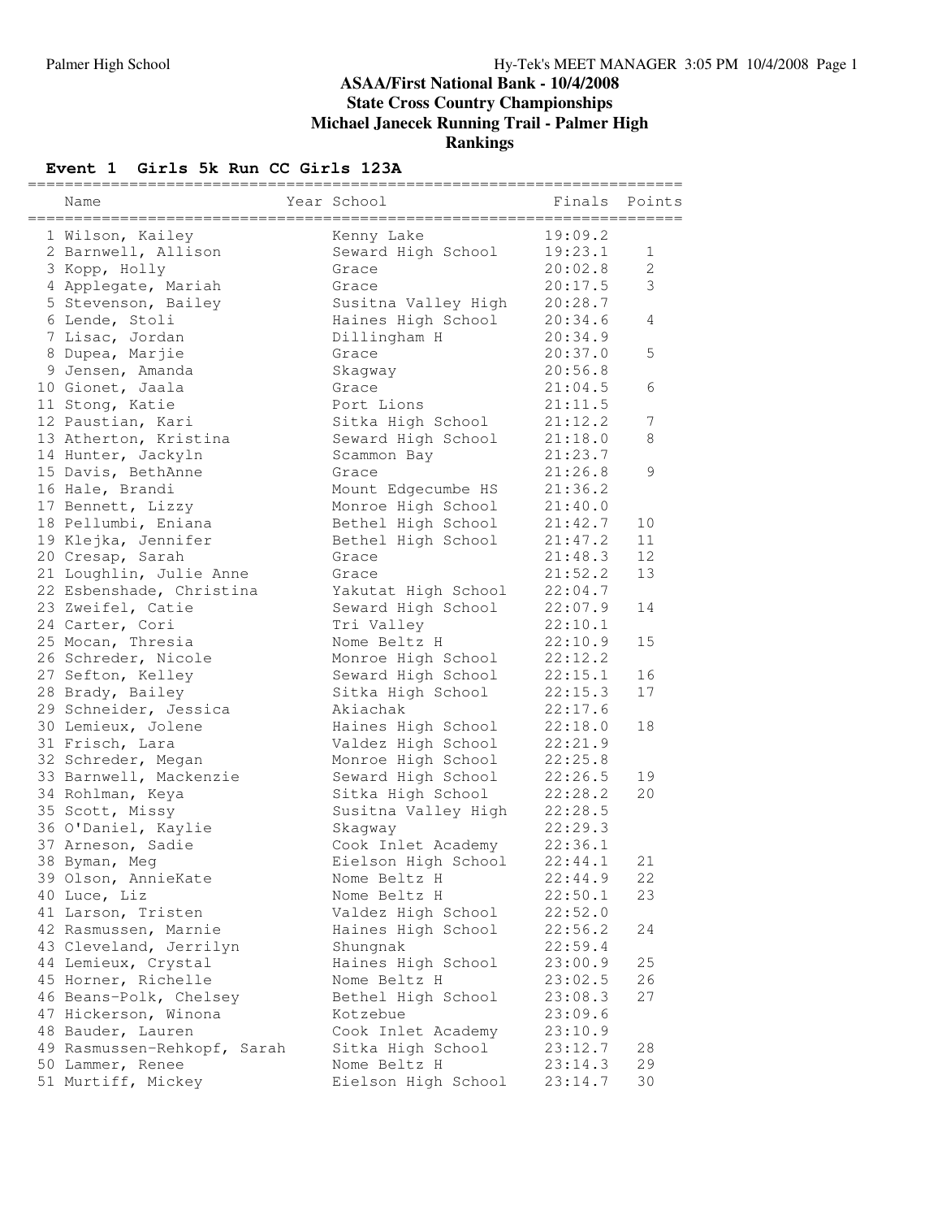## ASAA/First National Bank - 10/4/2008
## State Cross Country Championships
## Michael Janecek Running Trail - Palmer High
## Rankings

### Event 1 Girls 5k Run CC Girls 123A

| | Name | Year | School | Finals | Points |
|---|---|---|---|---|---|
| 1 | Wilson, Kailey | | Kenny Lake | 19:09.2 | |
| 2 | Barnwell, Allison | | Seward High School | 19:23.1 | 1 |
| 3 | Kopp, Holly | | Grace | 20:02.8 | 2 |
| 4 | Applegate, Mariah | | Grace | 20:17.5 | 3 |
| 5 | Stevenson, Bailey | | Susitna Valley High | 20:28.7 | |
| 6 | Lende, Stoli | | Haines High School | 20:34.6 | 4 |
| 7 | Lisac, Jordan | | Dillingham H | 20:34.9 | |
| 8 | Dupea, Marjie | | Grace | 20:37.0 | 5 |
| 9 | Jensen, Amanda | | Skagway | 20:56.8 | |
| 10 | Gionet, Jaala | | Grace | 21:04.5 | 6 |
| 11 | Stong, Katie | | Port Lions | 21:11.5 | |
| 12 | Paustian, Kari | | Sitka High School | 21:12.2 | 7 |
| 13 | Atherton, Kristina | | Seward High School | 21:18.0 | 8 |
| 14 | Hunter, Jackyln | | Scammon Bay | 21:23.7 | |
| 15 | Davis, BethAnne | | Grace | 21:26.8 | 9 |
| 16 | Hale, Brandi | | Mount Edgecumbe HS | 21:36.2 | |
| 17 | Bennett, Lizzy | | Monroe High School | 21:40.0 | |
| 18 | Pellumbi, Eniana | | Bethel High School | 21:42.7 | 10 |
| 19 | Klejka, Jennifer | | Bethel High School | 21:47.2 | 11 |
| 20 | Cresap, Sarah | | Grace | 21:48.3 | 12 |
| 21 | Loughlin, Julie Anne | | Grace | 21:52.2 | 13 |
| 22 | Esbenshade, Christina | | Yakutat High School | 22:04.7 | |
| 23 | Zweifel, Catie | | Seward High School | 22:07.9 | 14 |
| 24 | Carter, Cori | | Tri Valley | 22:10.1 | |
| 25 | Mocan, Thresia | | Nome Beltz H | 22:10.9 | 15 |
| 26 | Schreder, Nicole | | Monroe High School | 22:12.2 | |
| 27 | Sefton, Kelley | | Seward High School | 22:15.1 | 16 |
| 28 | Brady, Bailey | | Sitka High School | 22:15.3 | 17 |
| 29 | Schneider, Jessica | | Akiachak | 22:17.6 | |
| 30 | Lemieux, Jolene | | Haines High School | 22:18.0 | 18 |
| 31 | Frisch, Lara | | Valdez High School | 22:21.9 | |
| 32 | Schreder, Megan | | Monroe High School | 22:25.8 | |
| 33 | Barnwell, Mackenzie | | Seward High School | 22:26.5 | 19 |
| 34 | Rohlman, Keya | | Sitka High School | 22:28.2 | 20 |
| 35 | Scott, Missy | | Susitna Valley High | 22:28.5 | |
| 36 | O'Daniel, Kaylie | | Skagway | 22:29.3 | |
| 37 | Arneson, Sadie | | Cook Inlet Academy | 22:36.1 | |
| 38 | Byman, Meg | | Eielson High School | 22:44.1 | 21 |
| 39 | Olson, AnnieKate | | Nome Beltz H | 22:44.9 | 22 |
| 40 | Luce, Liz | | Nome Beltz H | 22:50.1 | 23 |
| 41 | Larson, Tristen | | Valdez High School | 22:52.0 | |
| 42 | Rasmussen, Marnie | | Haines High School | 22:56.2 | 24 |
| 43 | Cleveland, Jerrilyn | | Shungnak | 22:59.4 | |
| 44 | Lemieux, Crystal | | Haines High School | 23:00.9 | 25 |
| 45 | Horner, Richelle | | Nome Beltz H | 23:02.5 | 26 |
| 46 | Beans-Polk, Chelsey | | Bethel High School | 23:08.3 | 27 |
| 47 | Hickerson, Winona | | Kotzebue | 23:09.6 | |
| 48 | Bauder, Lauren | | Cook Inlet Academy | 23:10.9 | |
| 49 | Rasmussen-Rehkopf, Sarah | | Sitka High School | 23:12.7 | 28 |
| 50 | Lammer, Renee | | Nome Beltz H | 23:14.3 | 29 |
| 51 | Murtiff, Mickey | | Eielson High School | 23:14.7 | 30 |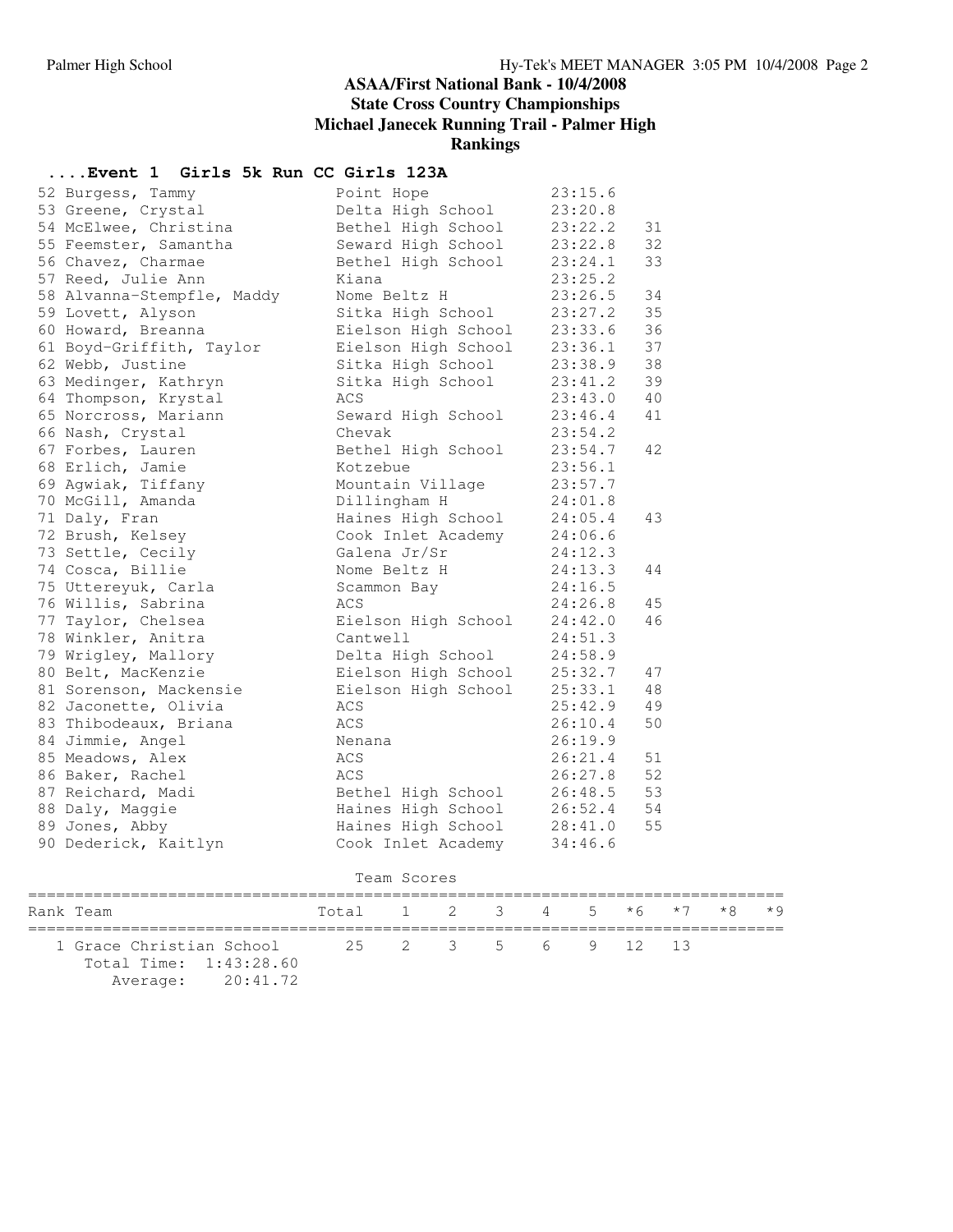## ASAA/First National Bank - 10/4/2008
## State Cross Country Championships
## Michael Janecek Running Trail - Palmer High
## Rankings

### ....Event 1 Girls 5k Run CC Girls 123A

| Place | Name | School | Time | Points |
|---|---|---|---|---|
| 52 | Burgess, Tammy | Point Hope | 23:15.6 | |
| 53 | Greene, Crystal | Delta High School | 23:20.8 | |
| 54 | McElwee, Christina | Bethel High School | 23:22.2 | 31 |
| 55 | Feemster, Samantha | Seward High School | 23:22.8 | 32 |
| 56 | Chavez, Charmae | Bethel High School | 23:24.1 | 33 |
| 57 | Reed, Julie Ann | Kiana | 23:25.2 | |
| 58 | Alvanna-Stempfle, Maddy | Nome Beltz H | 23:26.5 | 34 |
| 59 | Lovett, Alyson | Sitka High School | 23:27.2 | 35 |
| 60 | Howard, Breanna | Eielson High School | 23:33.6 | 36 |
| 61 | Boyd-Griffith, Taylor | Eielson High School | 23:36.1 | 37 |
| 62 | Webb, Justine | Sitka High School | 23:38.9 | 38 |
| 63 | Medinger, Kathryn | Sitka High School | 23:41.2 | 39 |
| 64 | Thompson, Krystal | ACS | 23:43.0 | 40 |
| 65 | Norcross, Mariann | Seward High School | 23:46.4 | 41 |
| 66 | Nash, Crystal | Chevak | 23:54.2 | |
| 67 | Forbes, Lauren | Bethel High School | 23:54.7 | 42 |
| 68 | Erlich, Jamie | Kotzebue | 23:56.1 | |
| 69 | Agwiak, Tiffany | Mountain Village | 23:57.7 | |
| 70 | McGill, Amanda | Dillingham H | 24:01.8 | |
| 71 | Daly, Fran | Haines High School | 24:05.4 | 43 |
| 72 | Brush, Kelsey | Cook Inlet Academy | 24:06.6 | |
| 73 | Settle, Cecily | Galena Jr/Sr | 24:12.3 | |
| 74 | Cosca, Billie | Nome Beltz H | 24:13.3 | 44 |
| 75 | Uttereyuk, Carla | Scammon Bay | 24:16.5 | |
| 76 | Willis, Sabrina | ACS | 24:26.8 | 45 |
| 77 | Taylor, Chelsea | Eielson High School | 24:42.0 | 46 |
| 78 | Winkler, Anitra | Cantwell | 24:51.3 | |
| 79 | Wrigley, Mallory | Delta High School | 24:58.9 | |
| 80 | Belt, MacKenzie | Eielson High School | 25:32.7 | 47 |
| 81 | Sorenson, Mackensie | Eielson High School | 25:33.1 | 48 |
| 82 | Jaconette, Olivia | ACS | 25:42.9 | 49 |
| 83 | Thibodeaux, Briana | ACS | 26:10.4 | 50 |
| 84 | Jimmie, Angel | Nenana | 26:19.9 | |
| 85 | Meadows, Alex | ACS | 26:21.4 | 51 |
| 86 | Baker, Rachel | ACS | 26:27.8 | 52 |
| 87 | Reichard, Madi | Bethel High School | 26:48.5 | 53 |
| 88 | Daly, Maggie | Haines High School | 26:52.4 | 54 |
| 89 | Jones, Abby | Haines High School | 28:41.0 | 55 |
| 90 | Dederick, Kaitlyn | Cook Inlet Academy | 34:46.6 | |

Team Scores

| Rank | Team | Total | 1 | 2 | 3 | 4 | 5 | *6 | *7 | *8 | *9 |
|---|---|---|---|---|---|---|---|---|---|---|---|
| 1 | Grace Christian School | 25 | 2 | 3 | 5 | 6 | 9 | 12 | 13 | | |
| | Total Time: 1:43:28.60 | | | | | | | | | | |
| | Average: 20:41.72 | | | | | | | | | | |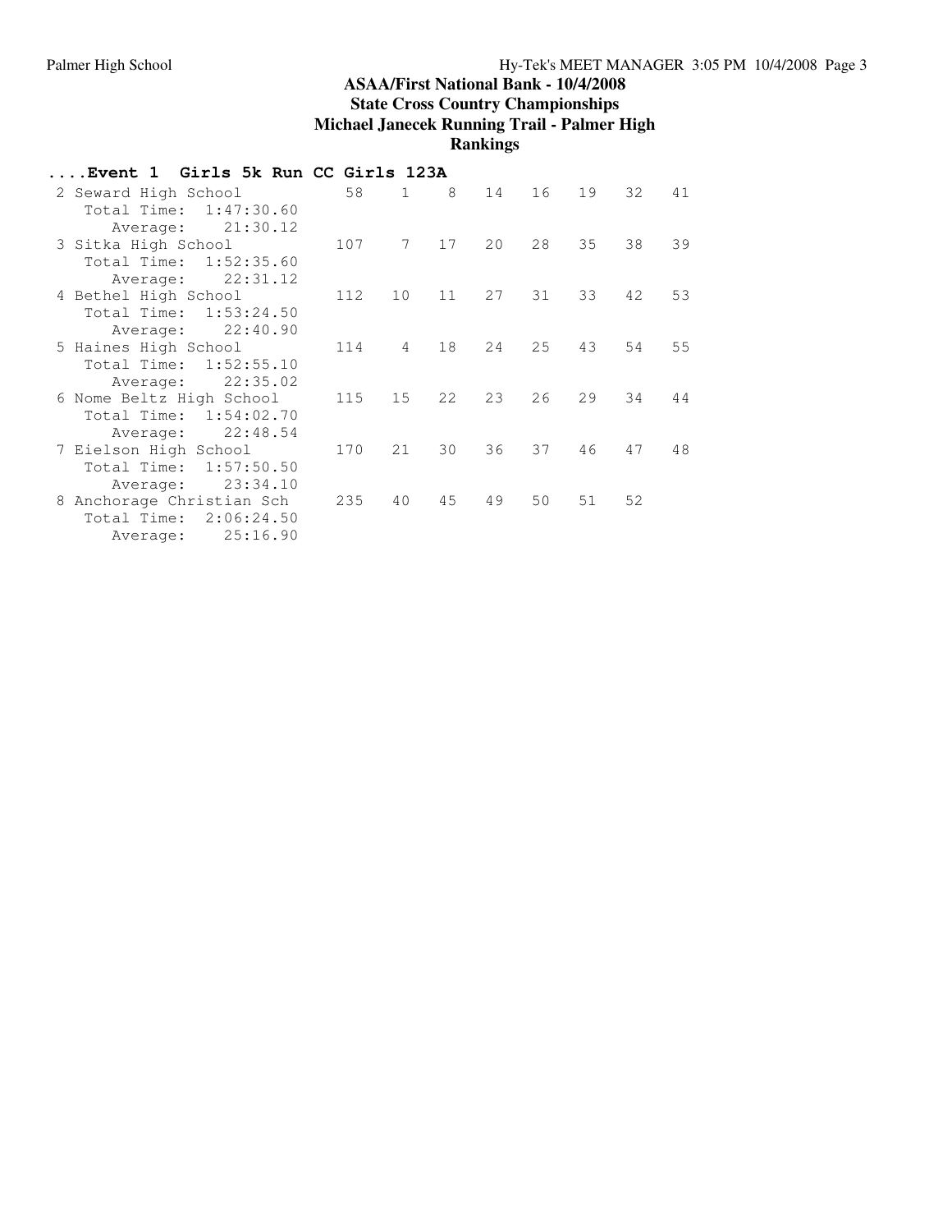# ASAA/First National Bank - 10/4/2008
## State Cross Country Championships
## Michael Janecek Running Trail - Palmer High
## Rankings

**....Event 1 Girls 5k Run CC Girls 123A**

| | | | | | | | | | |
|---|---|---|---|---|---|---|---|---|---|
| 2 Seward High School | 58 | 1 | 8 | 14 | 16 | 19 | 32 | 41 |
| Total Time: 1:47:30.60 | | | | | | | | |
| Average: 21:30.12 | | | | | | | | |
| 3 Sitka High School | 107 | 7 | 17 | 20 | 28 | 35 | 38 | 39 |
| Total Time: 1:52:35.60 | | | | | | | | |
| Average: 22:31.12 | | | | | | | | |
| 4 Bethel High School | 112 | 10 | 11 | 27 | 31 | 33 | 42 | 53 |
| Total Time: 1:53:24.50 | | | | | | | | |
| Average: 22:40.90 | | | | | | | | |
| 5 Haines High School | 114 | 4 | 18 | 24 | 25 | 43 | 54 | 55 |
| Total Time: 1:52:55.10 | | | | | | | | |
| Average: 22:35.02 | | | | | | | | |
| 6 Nome Beltz High School | 115 | 15 | 22 | 23 | 26 | 29 | 34 | 44 |
| Total Time: 1:54:02.70 | | | | | | | | |
| Average: 22:48.54 | | | | | | | | |
| 7 Eielson High School | 170 | 21 | 30 | 36 | 37 | 46 | 47 | 48 |
| Total Time: 1:57:50.50 | | | | | | | | |
| Average: 23:34.10 | | | | | | | | |
| 8 Anchorage Christian Sch | 235 | 40 | 45 | 49 | 50 | 51 | 52 | |
| Total Time: 2:06:24.50 | | | | | | | | |
| Average: 25:16.90 | | | | | | | | |